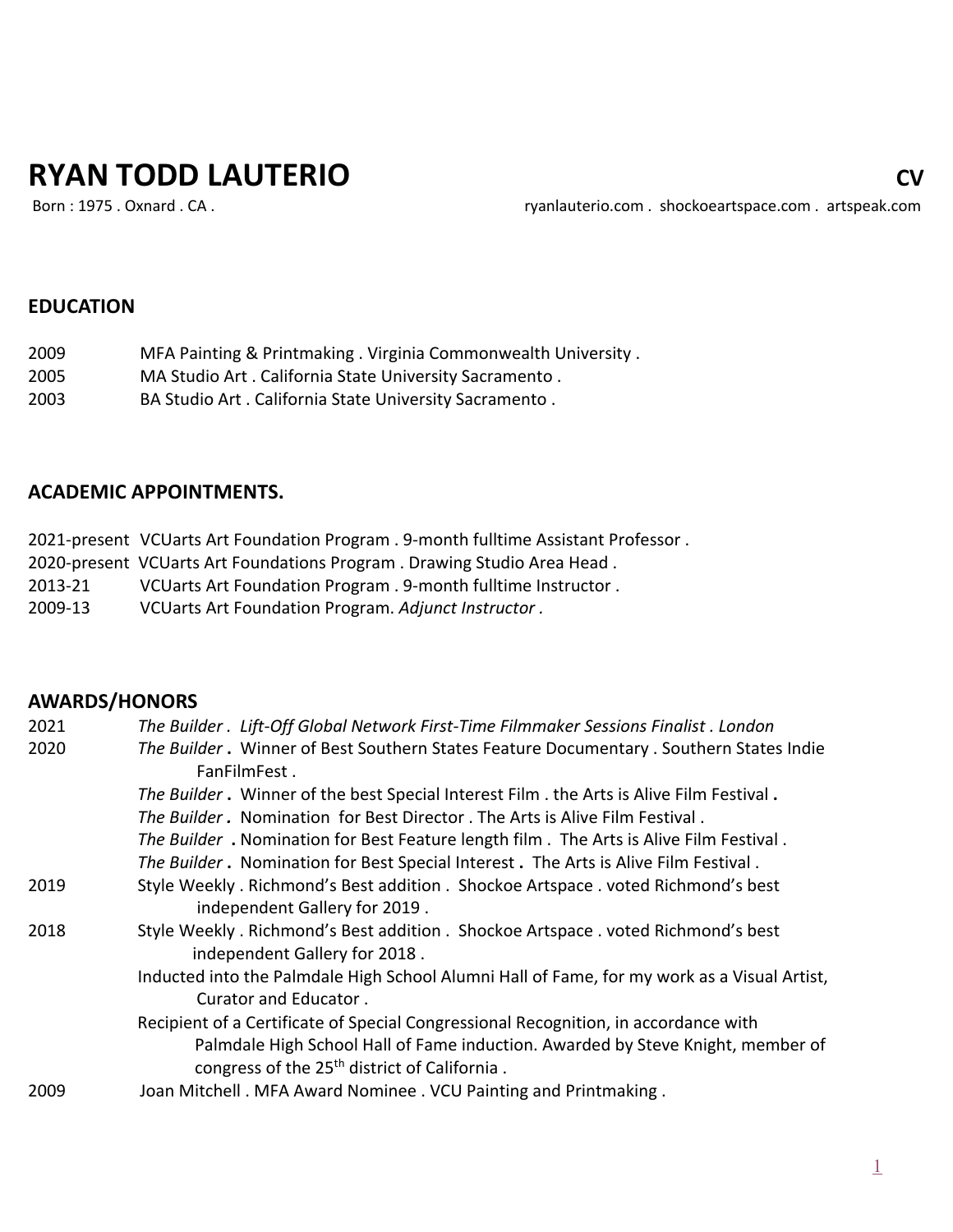# RYAN TODD LAUTERIO

**CV**

Born : 1975 . Oxnard . CA .

ryanlauterio.com . shockoeartspace.com . artspeak.com

## EDUCATION

2009 MFA Painting & Printmaking . Virginia Commonwealth University .
2005 MA Studio Art . California State University Sacramento .
2003 BA Studio Art . California State University Sacramento .

## ACADEMIC APPOINTMENTS.

2021-present VCUarts Art Foundation Program . 9-month fulltime Assistant Professor .
2020-present VCUarts Art Foundations Program . Drawing Studio Area Head .
2013-21 VCUarts Art Foundation Program . 9-month fulltime Instructor .
2009-13 VCUarts Art Foundation Program. *Adjunct Instructor .*

## AWARDS/HONORS

2021 *The Builder . Lift-Off Global Network First-Time Filmmaker Sessions Finalist . London*

2020 *The Builder* **.** Winner of Best Southern States Feature Documentary . Southern States Indie FanFilmFest .
*The Builder* **.** Winner of the best Special Interest Film . the Arts is Alive Film Festival **.**
*The Builder* **.** Nomination for Best Director . The Arts is Alive Film Festival .
*The Builder* **.** Nomination for Best Feature length film . The Arts is Alive Film Festival .
*The Builder* **.** Nomination for Best Special Interest **.** The Arts is Alive Film Festival .

2019 Style Weekly . Richmond's Best addition . Shockoe Artspace . voted Richmond's best independent Gallery for 2019 .

2018 Style Weekly . Richmond's Best addition . Shockoe Artspace . voted Richmond's best independent Gallery for 2018 .
Inducted into the Palmdale High School Alumni Hall of Fame, for my work as a Visual Artist, Curator and Educator .
Recipient of a Certificate of Special Congressional Recognition, in accordance with Palmdale High School Hall of Fame induction. Awarded by Steve Knight, member of congress of the 25th district of California .

2009 Joan Mitchell . MFA Award Nominee . VCU Painting and Printmaking .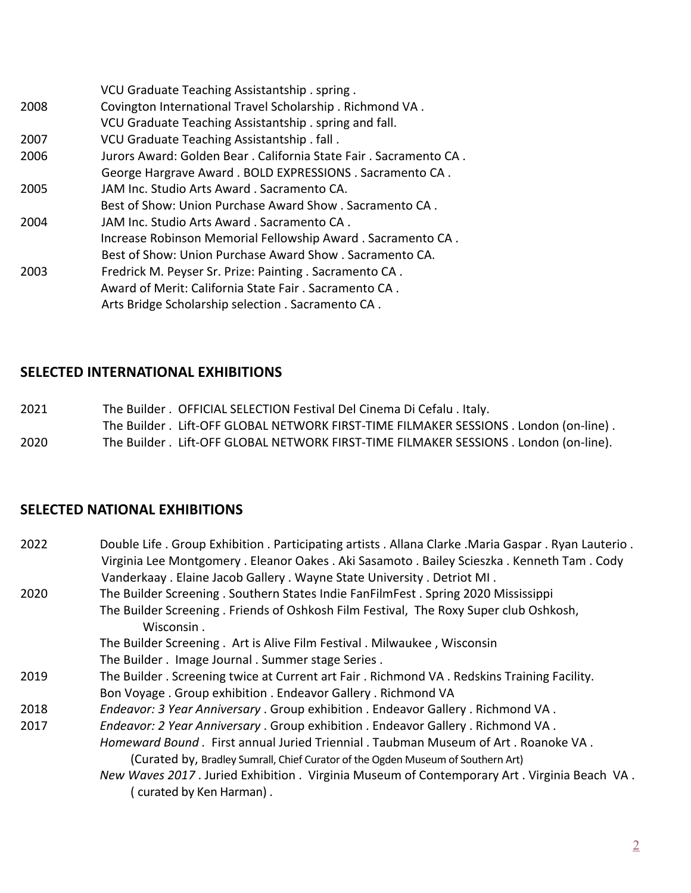| | |
|---|---|
| | VCU Graduate Teaching Assistantship . spring . |
| 2008 | Covington International Travel Scholarship . Richmond VA . |
| | VCU Graduate Teaching Assistantship . spring and fall. |
| 2007 | VCU Graduate Teaching Assistantship . fall . |
| 2006 | Jurors Award: Golden Bear . California State Fair . Sacramento CA . |
| | George Hargrave Award . BOLD EXPRESSIONS . Sacramento CA . |
| 2005 | JAM Inc. Studio Arts Award . Sacramento CA. |
| | Best of Show: Union Purchase Award Show . Sacramento CA . |
| 2004 | JAM Inc. Studio Arts Award . Sacramento CA . |
| | Increase Robinson Memorial Fellowship Award . Sacramento CA . |
| | Best of Show: Union Purchase Award Show . Sacramento CA. |
| 2003 | Fredrick M. Peyser Sr. Prize: Painting . Sacramento CA . |
| | Award of Merit: California State Fair . Sacramento CA . |
| | Arts Bridge Scholarship selection . Sacramento CA . |

## SELECTED INTERNATIONAL EXHIBITIONS

| | |
|---|---|
| 2021 | The Builder . OFFICIAL SELECTION Festival Del Cinema Di Cefalu . Italy. |
| | The Builder . Lift-OFF GLOBAL NETWORK FIRST-TIME FILMAKER SESSIONS . London (on-line) . |
| 2020 | The Builder . Lift-OFF GLOBAL NETWORK FIRST-TIME FILMAKER SESSIONS . London (on-line). |

## SELECTED NATIONAL EXHIBITIONS

| | |
|---|---|
| 2022 | Double Life . Group Exhibition . Participating artists . Allana Clarke .Maria Gaspar . Ryan Lauterio . Virginia Lee Montgomery . Eleanor Oakes . Aki Sasamoto . Bailey Scieszka . Kenneth Tam . Cody Vanderkaay . Elaine Jacob Gallery . Wayne State University . Detriot MI . |
| 2020 | The Builder Screening . Southern States Indie FanFilmFest . Spring 2020 Mississippi |
| | The Builder Screening . Friends of Oshkosh Film Festival, The Roxy Super club Oshkosh, Wisconsin . |
| | The Builder Screening . Art is Alive Film Festival . Milwaukee , Wisconsin |
| | The Builder . Image Journal . Summer stage Series . |
| 2019 | The Builder . Screening twice at Current art Fair . Richmond VA . Redskins Training Facility. |
| | Bon Voyage . Group exhibition . Endeavor Gallery . Richmond VA |
| 2018 | *Endeavor: 3 Year Anniversary* . Group exhibition . Endeavor Gallery . Richmond VA . |
| 2017 | *Endeavor: 2 Year Anniversary* . Group exhibition . Endeavor Gallery . Richmond VA . |
| | *Homeward Bound* . First annual Juried Triennial . Taubman Museum of Art . Roanoke VA . (Curated by, Bradley Sumrall, Chief Curator of the Ogden Museum of Southern Art) |
| | *New Waves 2017* . Juried Exhibition . Virginia Museum of Contemporary Art . Virginia Beach VA . ( curated by Ken Harman) . |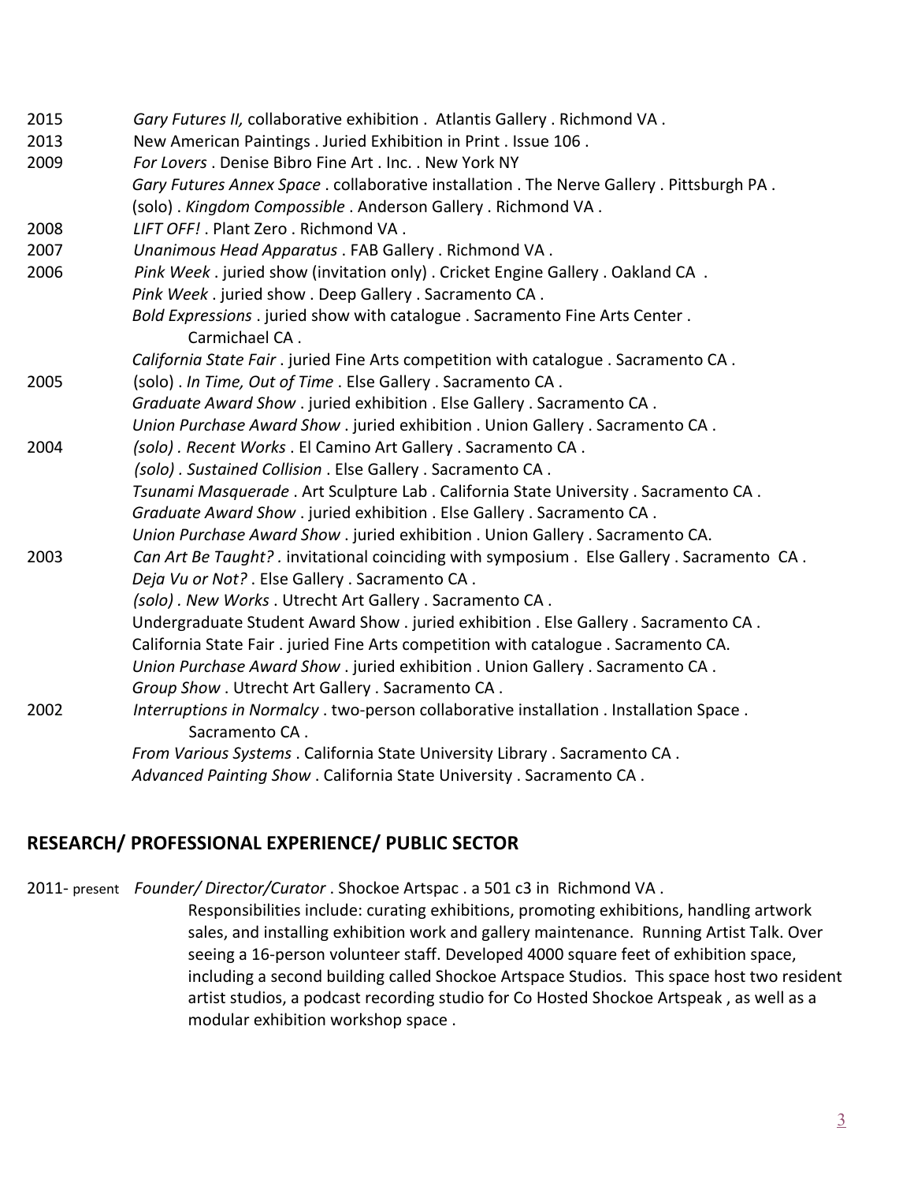2015 *Gary Futures II,* collaborative exhibition . Atlantis Gallery . Richmond VA .

2013 New American Paintings . Juried Exhibition in Print . Issue 106 .

2009 *For Lovers* . Denise Bibro Fine Art . Inc. . New York NY
*Gary Futures Annex Space* . collaborative installation . The Nerve Gallery . Pittsburgh PA .
(solo) . *Kingdom Compossible* . Anderson Gallery . Richmond VA .

2008 *LIFT OFF!* . Plant Zero . Richmond VA .

2007 *Unanimous Head Apparatus* . FAB Gallery . Richmond VA .

2006 *Pink Week* . juried show (invitation only) . Cricket Engine Gallery . Oakland CA .
*Pink Week* . juried show . Deep Gallery . Sacramento CA .
*Bold Expressions* . juried show with catalogue . Sacramento Fine Arts Center . Carmichael CA .
*California State Fair* . juried Fine Arts competition with catalogue . Sacramento CA .

2005 (solo) . *In Time, Out of Time* . Else Gallery . Sacramento CA .
*Graduate Award Show* . juried exhibition . Else Gallery . Sacramento CA .
*Union Purchase Award Show* . juried exhibition . Union Gallery . Sacramento CA .

2004 *(solo) . Recent Works* . El Camino Art Gallery . Sacramento CA .
*(solo) . Sustained Collision* . Else Gallery . Sacramento CA .
*Tsunami Masquerade* . Art Sculpture Lab . California State University . Sacramento CA .
*Graduate Award Show* . juried exhibition . Else Gallery . Sacramento CA .
*Union Purchase Award Show* . juried exhibition . Union Gallery . Sacramento CA.

2003 *Can Art Be Taught? .* invitational coinciding with symposium . Else Gallery . Sacramento CA .
*Deja Vu or Not?* . Else Gallery . Sacramento CA .
*(solo) . New Works* . Utrecht Art Gallery . Sacramento CA .
Undergraduate Student Award Show . juried exhibition . Else Gallery . Sacramento CA .
California State Fair . juried Fine Arts competition with catalogue . Sacramento CA.
*Union Purchase Award Show* . juried exhibition . Union Gallery . Sacramento CA .
*Group Show* . Utrecht Art Gallery . Sacramento CA .

2002 *Interruptions in Normalcy* . two-person collaborative installation . Installation Space . Sacramento CA .
*From Various Systems* . California State University Library . Sacramento CA .
*Advanced Painting Show* . California State University . Sacramento CA .

## RESEARCH/ PROFESSIONAL EXPERIENCE/ PUBLIC SECTOR

2011- present *Founder/ Director/Curator* . Shockoe Artspac . a 501 c3 in Richmond VA .
Responsibilities include: curating exhibitions, promoting exhibitions, handling artwork sales, and installing exhibition work and gallery maintenance. Running Artist Talk. Over seeing a 16-person volunteer staff. Developed 4000 square feet of exhibition space, including a second building called Shockoe Artspace Studios. This space host two resident artist studios, a podcast recording studio for Co Hosted Shockoe Artspeak , as well as a modular exhibition workshop space .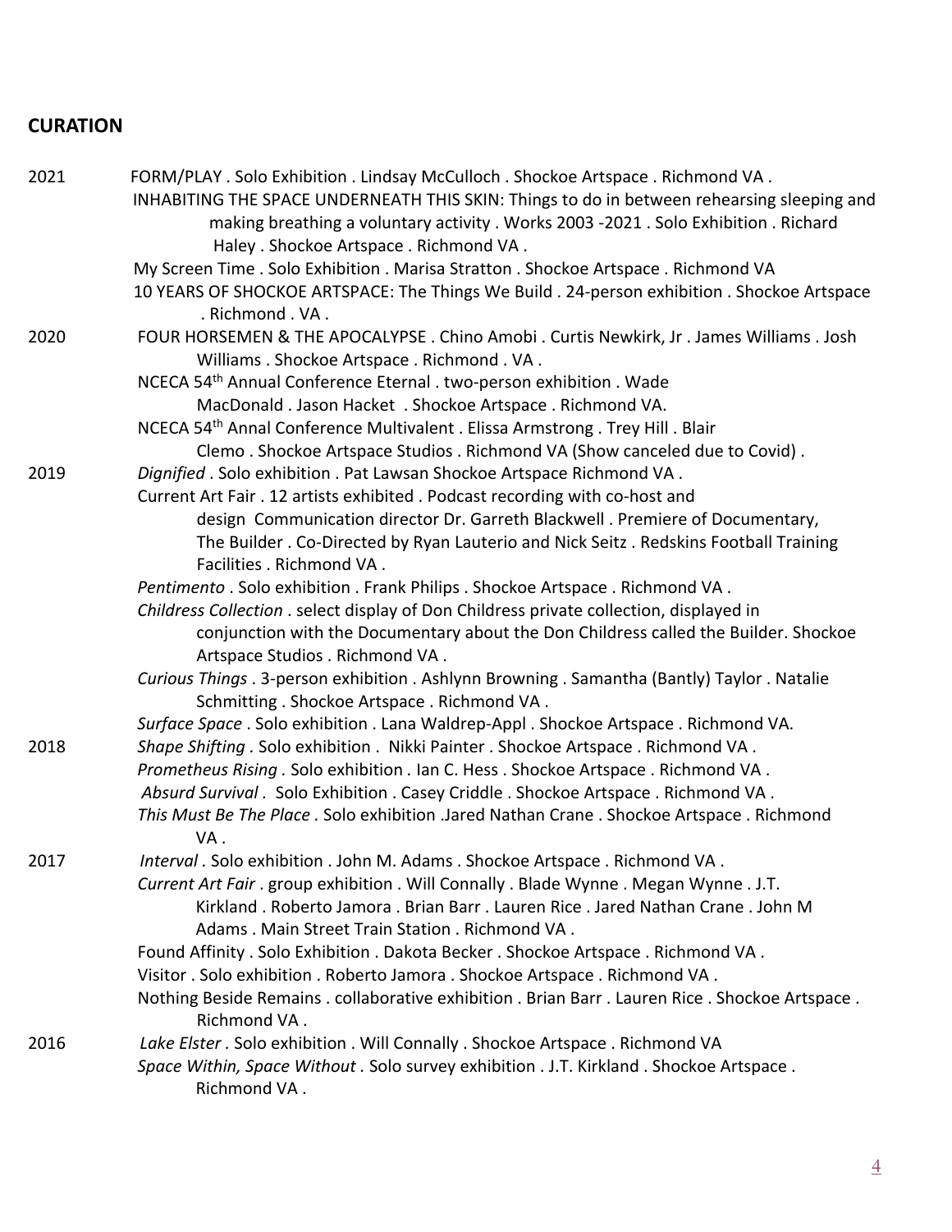## CURATION

2021 FORM/PLAY . Solo Exhibition . Lindsay McCulloch . Shockoe Artspace . Richmond VA .

INHABITING THE SPACE UNDERNEATH THIS SKIN: Things to do in between rehearsing sleeping and making breathing a voluntary activity . Works 2003 -2021 . Solo Exhibition . Richard Haley . Shockoe Artspace . Richmond VA .

My Screen Time . Solo Exhibition . Marisa Stratton . Shockoe Artspace . Richmond VA

10 YEARS OF SHOCKOE ARTSPACE: The Things We Build . 24-person exhibition . Shockoe Artspace . Richmond . VA .

2020 FOUR HORSEMEN & THE APOCALYPSE . Chino Amobi . Curtis Newkirk, Jr . James Williams . Josh Williams . Shockoe Artspace . Richmond . VA .

NCECA 54th Annual Conference Eternal . two-person exhibition . Wade MacDonald . Jason Hacket . Shockoe Artspace . Richmond VA.

NCECA 54th Annal Conference Multivalent . Elissa Armstrong . Trey Hill . Blair Clemo . Shockoe Artspace Studios . Richmond VA (Show canceled due to Covid) .

2019 *Dignified* . Solo exhibition . Pat Lawsan Shockoe Artspace Richmond VA .

Current Art Fair . 12 artists exhibited . Podcast recording with co-host and design Communication director Dr. Garreth Blackwell . Premiere of Documentary, The Builder . Co-Directed by Ryan Lauterio and Nick Seitz . Redskins Football Training Facilities . Richmond VA .

*Pentimento* . Solo exhibition . Frank Philips . Shockoe Artspace . Richmond VA .

*Childress Collection* . select display of Don Childress private collection, displayed in conjunction with the Documentary about the Don Childress called the Builder. Shockoe Artspace Studios . Richmond VA .

*Curious Things* . 3-person exhibition . Ashlynn Browning . Samantha (Bantly) Taylor . Natalie Schmitting . Shockoe Artspace . Richmond VA .

*Surface Space* . Solo exhibition . Lana Waldrep-Appl . Shockoe Artspace . Richmond VA.

2018 *Shape Shifting* . Solo exhibition . Nikki Painter . Shockoe Artspace . Richmond VA .

*Prometheus Rising* . Solo exhibition . Ian C. Hess . Shockoe Artspace . Richmond VA .

*Absurd Survival* . Solo Exhibition . Casey Criddle . Shockoe Artspace . Richmond VA .

*This Must Be The Place* . Solo exhibition .Jared Nathan Crane . Shockoe Artspace . Richmond VA .

2017 *Interval* . Solo exhibition . John M. Adams . Shockoe Artspace . Richmond VA .

*Current Art Fair* . group exhibition . Will Connally . Blade Wynne . Megan Wynne . J.T. Kirkland . Roberto Jamora . Brian Barr . Lauren Rice . Jared Nathan Crane . John M Adams . Main Street Train Station . Richmond VA .

Found Affinity . Solo Exhibition . Dakota Becker . Shockoe Artspace . Richmond VA .

Visitor . Solo exhibition . Roberto Jamora . Shockoe Artspace . Richmond VA .

Nothing Beside Remains . collaborative exhibition . Brian Barr . Lauren Rice . Shockoe Artspace . Richmond VA .

2016 *Lake Elster* . Solo exhibition . Will Connally . Shockoe Artspace . Richmond VA

*Space Within, Space Without* . Solo survey exhibition . J.T. Kirkland . Shockoe Artspace . Richmond VA .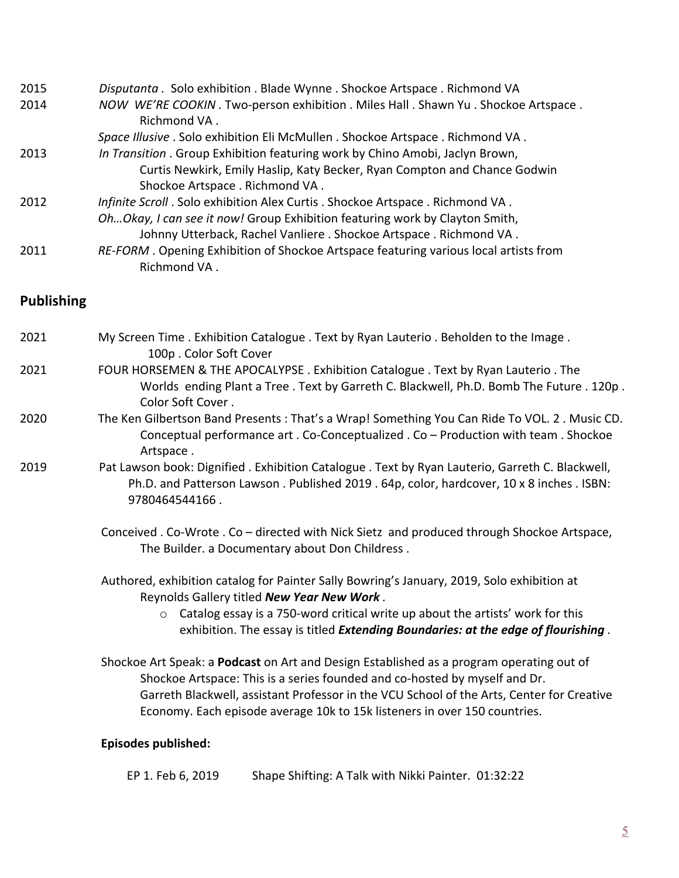2015 *Disputanta .* Solo exhibition . Blade Wynne . Shockoe Artspace . Richmond VA

2014 *NOW WE'RE COOKIN .* Two-person exhibition . Miles Hall . Shawn Yu . Shockoe Artspace . Richmond VA .

*Space Illusive* . Solo exhibition Eli McMullen . Shockoe Artspace . Richmond VA .

2013 *In Transition* . Group Exhibition featuring work by Chino Amobi, Jaclyn Brown, Curtis Newkirk, Emily Haslip, Katy Becker, Ryan Compton and Chance Godwin Shockoe Artspace . Richmond VA .

2012 *Infinite Scroll* . Solo exhibition Alex Curtis . Shockoe Artspace . Richmond VA .

*Oh…Okay, I can see it now!* Group Exhibition featuring work by Clayton Smith, Johnny Utterback, Rachel Vanliere . Shockoe Artspace . Richmond VA .

2011 *RE-FORM* . Opening Exhibition of Shockoe Artspace featuring various local artists from Richmond VA .

## Publishing

2021 My Screen Time . Exhibition Catalogue . Text by Ryan Lauterio . Beholden to the Image . 100p . Color Soft Cover

2021 FOUR HORSEMEN & THE APOCALYPSE . Exhibition Catalogue . Text by Ryan Lauterio . The Worlds ending Plant a Tree . Text by Garreth C. Blackwell, Ph.D. Bomb The Future . 120p . Color Soft Cover .

2020 The Ken Gilbertson Band Presents : That's a Wrap! Something You Can Ride To VOL. 2 . Music CD. Conceptual performance art . Co-Conceptualized . Co – Production with team . Shockoe Artspace .

2019 Pat Lawson book: Dignified . Exhibition Catalogue . Text by Ryan Lauterio, Garreth C. Blackwell, Ph.D. and Patterson Lawson . Published 2019 . 64p, color, hardcover, 10 x 8 inches . ISBN: 9780464544166 .

Conceived . Co-Wrote . Co – directed with Nick Sietz and produced through Shockoe Artspace, The Builder. a Documentary about Don Childress .

Authored, exhibition catalog for Painter Sally Bowring's January, 2019, Solo exhibition at Reynolds Gallery titled ***New Year New Work*** .

- Catalog essay is a 750-word critical write up about the artists' work for this exhibition. The essay is titled ***Extending Boundaries: at the edge of flourishing*** .

Shockoe Art Speak: a **Podcast** on Art and Design Established as a program operating out of Shockoe Artspace: This is a series founded and co-hosted by myself and Dr. Garreth Blackwell, assistant Professor in the VCU School of the Arts, Center for Creative Economy. Each episode average 10k to 15k listeners in over 150 countries.

**Episodes published:**

EP 1. Feb 6, 2019 Shape Shifting: A Talk with Nikki Painter. 01:32:22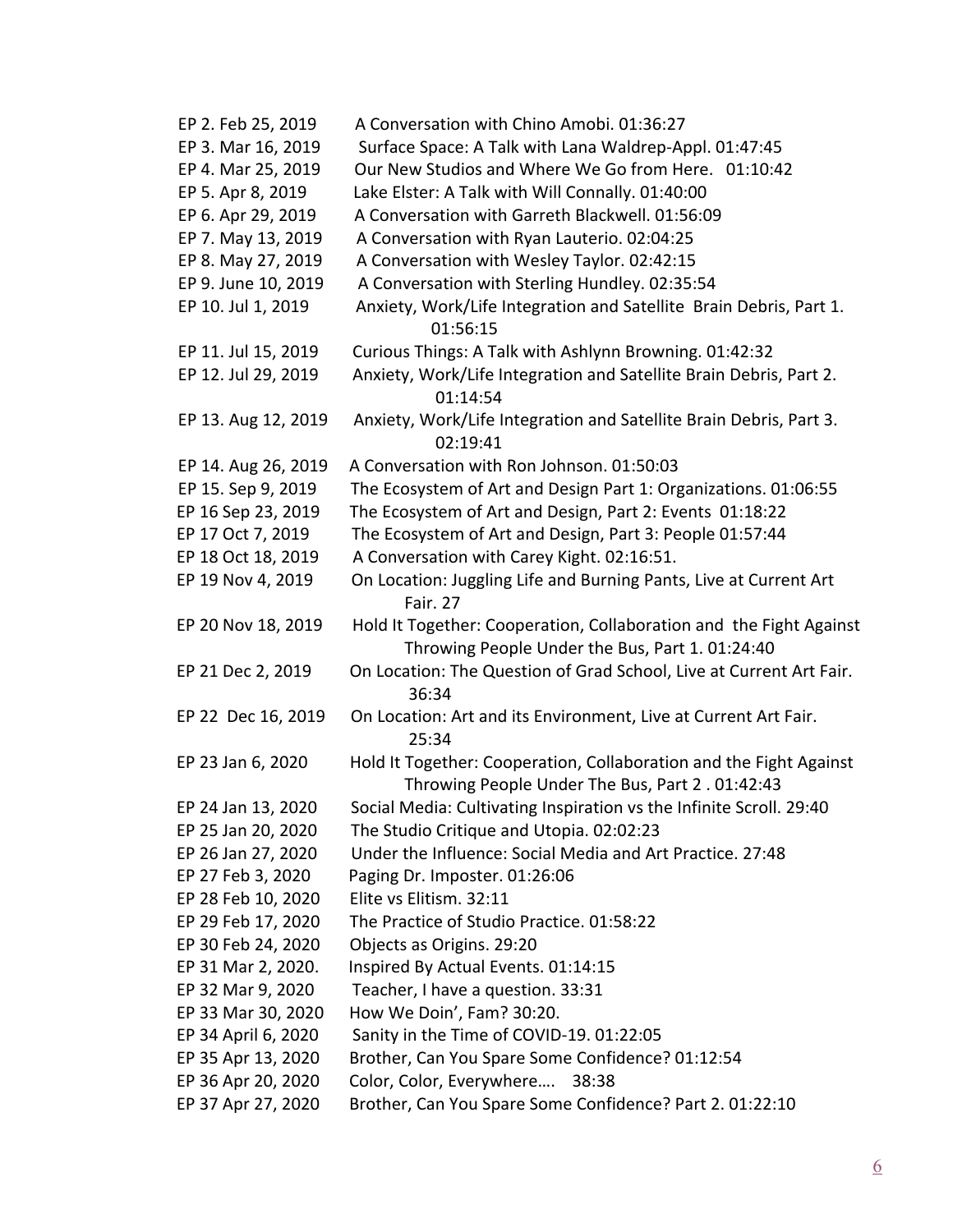EP 2. Feb 25, 2019 A Conversation with Chino Amobi. 01:36:27

EP 3. Mar 16, 2019 Surface Space: A Talk with Lana Waldrep-Appl. 01:47:45

EP 4. Mar 25, 2019 Our New Studios and Where We Go from Here. 01:10:42

EP 5. Apr 8, 2019 Lake Elster: A Talk with Will Connally. 01:40:00

EP 6. Apr 29, 2019 A Conversation with Garreth Blackwell. 01:56:09

EP 7. May 13, 2019 A Conversation with Ryan Lauterio. 02:04:25

EP 8. May 27, 2019 A Conversation with Wesley Taylor. 02:42:15

EP 9. June 10, 2019 A Conversation with Sterling Hundley. 02:35:54

EP 10. Jul 1, 2019 Anxiety, Work/Life Integration and Satellite Brain Debris, Part 1. 01:56:15

EP 11. Jul 15, 2019 Curious Things: A Talk with Ashlynn Browning. 01:42:32

EP 12. Jul 29, 2019 Anxiety, Work/Life Integration and Satellite Brain Debris, Part 2. 01:14:54

EP 13. Aug 12, 2019 Anxiety, Work/Life Integration and Satellite Brain Debris, Part 3. 02:19:41

EP 14. Aug 26, 2019 A Conversation with Ron Johnson. 01:50:03

EP 15. Sep 9, 2019 The Ecosystem of Art and Design Part 1: Organizations. 01:06:55

EP 16 Sep 23, 2019 The Ecosystem of Art and Design, Part 2: Events 01:18:22

EP 17 Oct 7, 2019 The Ecosystem of Art and Design, Part 3: People 01:57:44

EP 18 Oct 18, 2019 A Conversation with Carey Kight. 02:16:51.

EP 19 Nov 4, 2019 On Location: Juggling Life and Burning Pants, Live at Current Art Fair. 27

EP 20 Nov 18, 2019 Hold It Together: Cooperation, Collaboration and the Fight Against Throwing People Under the Bus, Part 1. 01:24:40

EP 21 Dec 2, 2019 On Location: The Question of Grad School, Live at Current Art Fair. 36:34

EP 22 Dec 16, 2019 On Location: Art and its Environment, Live at Current Art Fair. 25:34

EP 23 Jan 6, 2020 Hold It Together: Cooperation, Collaboration and the Fight Against Throwing People Under The Bus, Part 2 . 01:42:43

EP 24 Jan 13, 2020 Social Media: Cultivating Inspiration vs the Infinite Scroll. 29:40

EP 25 Jan 20, 2020 The Studio Critique and Utopia. 02:02:23

EP 26 Jan 27, 2020 Under the Influence: Social Media and Art Practice. 27:48

EP 27 Feb 3, 2020 Paging Dr. Imposter. 01:26:06

EP 28 Feb 10, 2020 Elite vs Elitism. 32:11

EP 29 Feb 17, 2020 The Practice of Studio Practice. 01:58:22

EP 30 Feb 24, 2020 Objects as Origins. 29:20

EP 31 Mar 2, 2020. Inspired By Actual Events. 01:14:15

EP 32 Mar 9, 2020 Teacher, I have a question. 33:31

EP 33 Mar 30, 2020 How We Doin', Fam? 30:20.

EP 34 April 6, 2020 Sanity in the Time of COVID-19. 01:22:05

EP 35 Apr 13, 2020 Brother, Can You Spare Some Confidence? 01:12:54

EP 36 Apr 20, 2020 Color, Color, Everywhere…. 38:38

EP 37 Apr 27, 2020 Brother, Can You Spare Some Confidence? Part 2. 01:22:10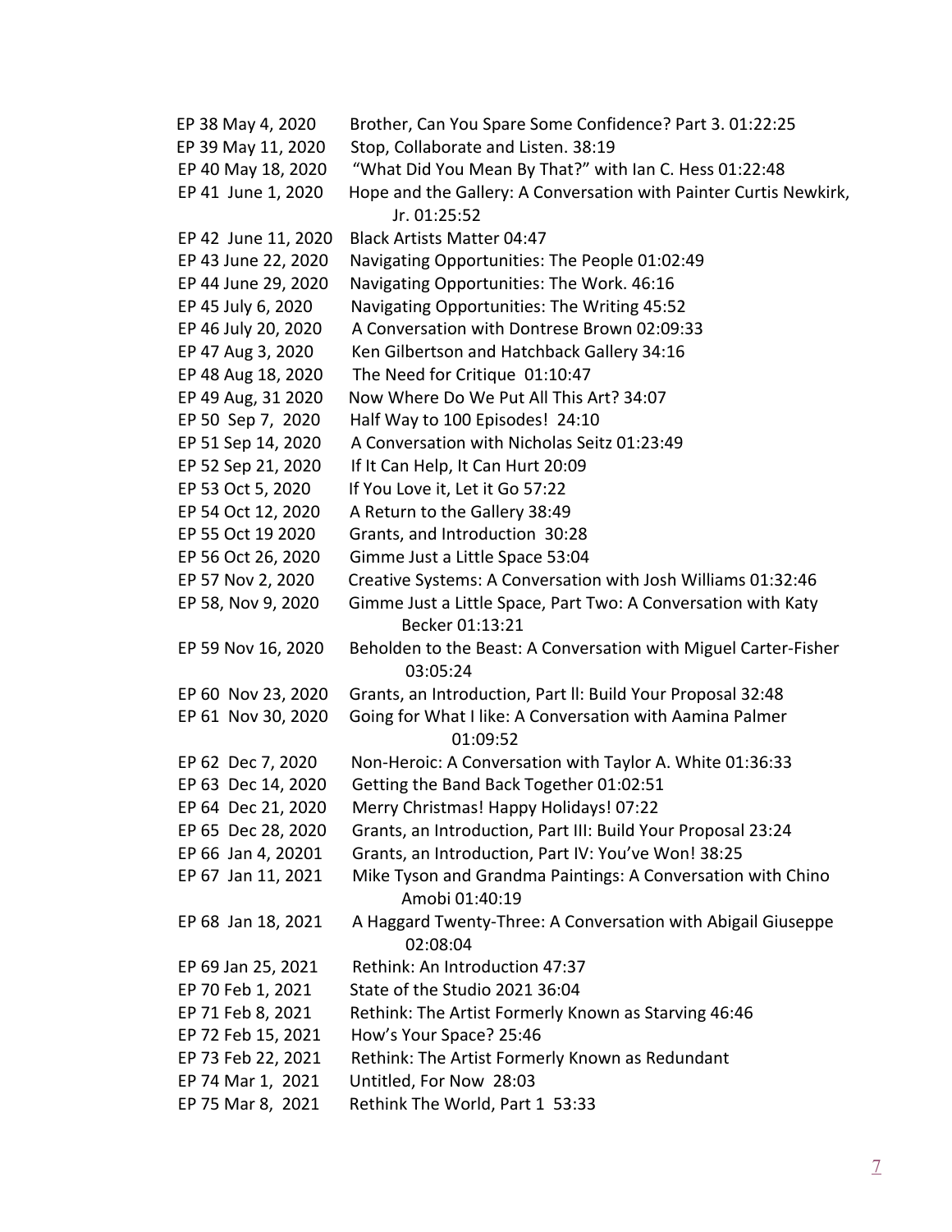EP 38 May 4, 2020  Brother, Can You Spare Some Confidence? Part 3. 01:22:25
EP 39 May 11, 2020  Stop, Collaborate and Listen. 38:19
EP 40 May 18, 2020  "What Did You Mean By That?" with Ian C. Hess 01:22:48
EP 41 June 1, 2020  Hope and the Gallery: A Conversation with Painter Curtis Newkirk, Jr. 01:25:52
EP 42 June 11, 2020  Black Artists Matter 04:47
EP 43 June 22, 2020  Navigating Opportunities: The People 01:02:49
EP 44 June 29, 2020  Navigating Opportunities: The Work. 46:16
EP 45 July 6, 2020  Navigating Opportunities: The Writing 45:52
EP 46 July 20, 2020  A Conversation with Dontrese Brown 02:09:33
EP 47 Aug 3, 2020  Ken Gilbertson and Hatchback Gallery 34:16
EP 48 Aug 18, 2020  The Need for Critique 01:10:47
EP 49 Aug, 31 2020  Now Where Do We Put All This Art? 34:07
EP 50 Sep 7, 2020  Half Way to 100 Episodes! 24:10
EP 51 Sep 14, 2020  A Conversation with Nicholas Seitz 01:23:49
EP 52 Sep 21, 2020  If It Can Help, It Can Hurt 20:09
EP 53 Oct 5, 2020  If You Love it, Let it Go 57:22
EP 54 Oct 12, 2020  A Return to the Gallery 38:49
EP 55 Oct 19 2020  Grants, and Introduction 30:28
EP 56 Oct 26, 2020  Gimme Just a Little Space 53:04
EP 57 Nov 2, 2020  Creative Systems: A Conversation with Josh Williams 01:32:46
EP 58, Nov 9, 2020  Gimme Just a Little Space, Part Two: A Conversation with Katy Becker 01:13:21
EP 59 Nov 16, 2020  Beholden to the Beast: A Conversation with Miguel Carter-Fisher 03:05:24
EP 60 Nov 23, 2020  Grants, an Introduction, Part ll: Build Your Proposal 32:48
EP 61 Nov 30, 2020  Going for What I like: A Conversation with Aamina Palmer 01:09:52
EP 62 Dec 7, 2020  Non-Heroic: A Conversation with Taylor A. White 01:36:33
EP 63 Dec 14, 2020  Getting the Band Back Together 01:02:51
EP 64 Dec 21, 2020  Merry Christmas! Happy Holidays! 07:22
EP 65 Dec 28, 2020  Grants, an Introduction, Part III: Build Your Proposal 23:24
EP 66 Jan 4, 20201  Grants, an Introduction, Part IV: You've Won! 38:25
EP 67 Jan 11, 2021  Mike Tyson and Grandma Paintings: A Conversation with Chino Amobi 01:40:19
EP 68 Jan 18, 2021  A Haggard Twenty-Three: A Conversation with Abigail Giuseppe 02:08:04
EP 69 Jan 25, 2021  Rethink: An Introduction 47:37
EP 70 Feb 1, 2021  State of the Studio 2021 36:04
EP 71 Feb 8, 2021  Rethink: The Artist Formerly Known as Starving 46:46
EP 72 Feb 15, 2021  How's Your Space? 25:46
EP 73 Feb 22, 2021  Rethink: The Artist Formerly Known as Redundant
EP 74 Mar 1, 2021  Untitled, For Now 28:03
EP 75 Mar 8, 2021  Rethink The World, Part 1 53:33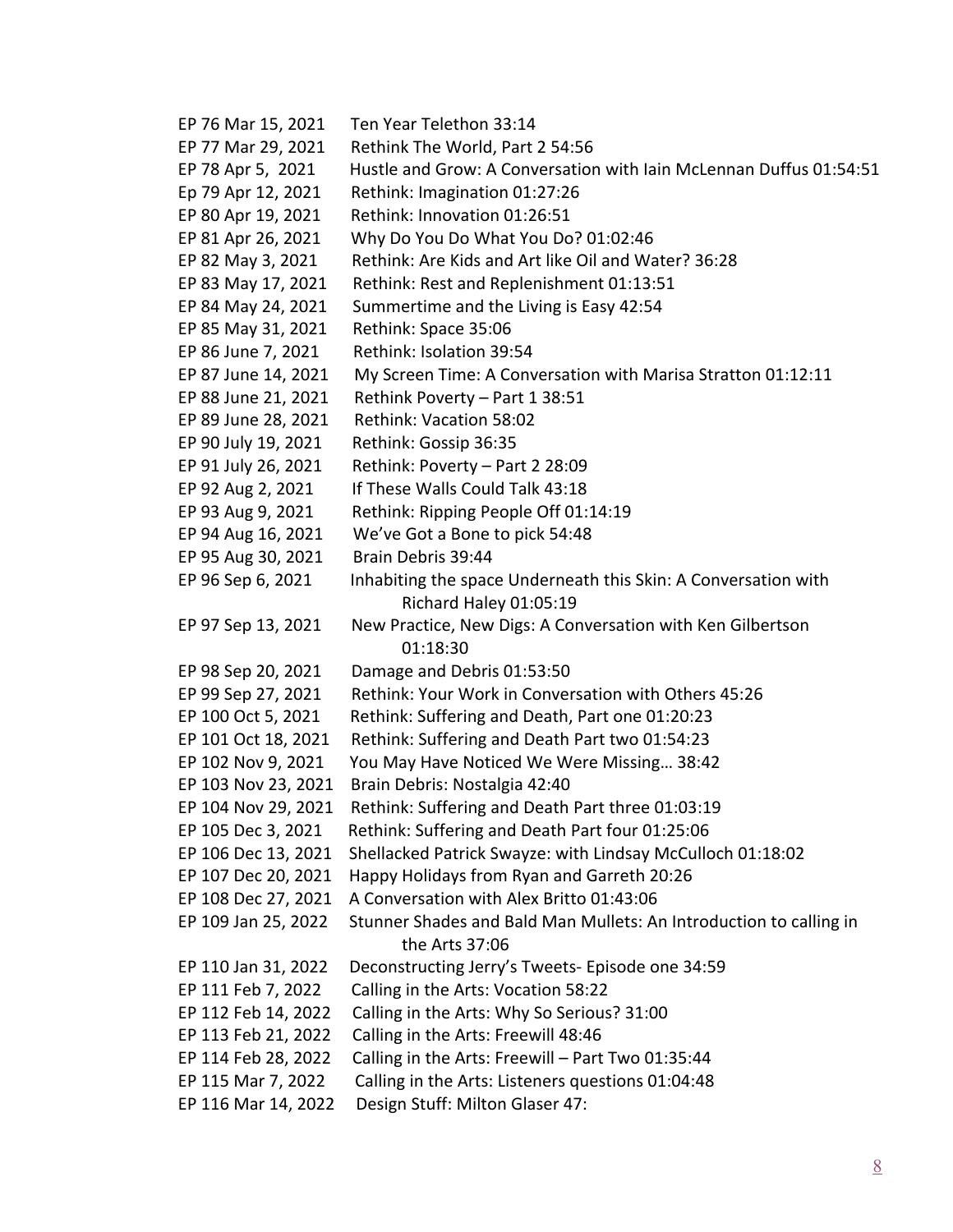EP 76 Mar 15, 2021 Ten Year Telethon 33:14
EP 77 Mar 29, 2021 Rethink The World, Part 2 54:56
EP 78 Apr 5, 2021 Hustle and Grow: A Conversation with Iain McLennan Duffus 01:54:51
Ep 79 Apr 12, 2021 Rethink: Imagination 01:27:26
EP 80 Apr 19, 2021 Rethink: Innovation 01:26:51
EP 81 Apr 26, 2021 Why Do You Do What You Do? 01:02:46
EP 82 May 3, 2021 Rethink: Are Kids and Art like Oil and Water? 36:28
EP 83 May 17, 2021 Rethink: Rest and Replenishment 01:13:51
EP 84 May 24, 2021 Summertime and the Living is Easy 42:54
EP 85 May 31, 2021 Rethink: Space 35:06
EP 86 June 7, 2021 Rethink: Isolation 39:54
EP 87 June 14, 2021 My Screen Time: A Conversation with Marisa Stratton 01:12:11
EP 88 June 21, 2021 Rethink Poverty – Part 1 38:51
EP 89 June 28, 2021 Rethink: Vacation 58:02
EP 90 July 19, 2021 Rethink: Gossip 36:35
EP 91 July 26, 2021 Rethink: Poverty – Part 2 28:09
EP 92 Aug 2, 2021 If These Walls Could Talk 43:18
EP 93 Aug 9, 2021 Rethink: Ripping People Off 01:14:19
EP 94 Aug 16, 2021 We've Got a Bone to pick 54:48
EP 95 Aug 30, 2021 Brain Debris 39:44
EP 96 Sep 6, 2021 Inhabiting the space Underneath this Skin: A Conversation with Richard Haley 01:05:19
EP 97 Sep 13, 2021 New Practice, New Digs: A Conversation with Ken Gilbertson 01:18:30
EP 98 Sep 20, 2021 Damage and Debris 01:53:50
EP 99 Sep 27, 2021 Rethink: Your Work in Conversation with Others 45:26
EP 100 Oct 5, 2021 Rethink: Suffering and Death, Part one 01:20:23
EP 101 Oct 18, 2021 Rethink: Suffering and Death Part two 01:54:23
EP 102 Nov 9, 2021 You May Have Noticed We Were Missing… 38:42
EP 103 Nov 23, 2021 Brain Debris: Nostalgia 42:40
EP 104 Nov 29, 2021 Rethink: Suffering and Death Part three 01:03:19
EP 105 Dec 3, 2021 Rethink: Suffering and Death Part four 01:25:06
EP 106 Dec 13, 2021 Shellacked Patrick Swayze: with Lindsay McCulloch 01:18:02
EP 107 Dec 20, 2021 Happy Holidays from Ryan and Garreth 20:26
EP 108 Dec 27, 2021 A Conversation with Alex Britto 01:43:06
EP 109 Jan 25, 2022 Stunner Shades and Bald Man Mullets: An Introduction to calling in the Arts 37:06
EP 110 Jan 31, 2022 Deconstructing Jerry's Tweets- Episode one 34:59
EP 111 Feb 7, 2022 Calling in the Arts: Vocation 58:22
EP 112 Feb 14, 2022 Calling in the Arts: Why So Serious? 31:00
EP 113 Feb 21, 2022 Calling in the Arts: Freewill 48:46
EP 114 Feb 28, 2022 Calling in the Arts: Freewill – Part Two 01:35:44
EP 115 Mar 7, 2022 Calling in the Arts: Listeners questions 01:04:48
EP 116 Mar 14, 2022 Design Stuff: Milton Glaser 47: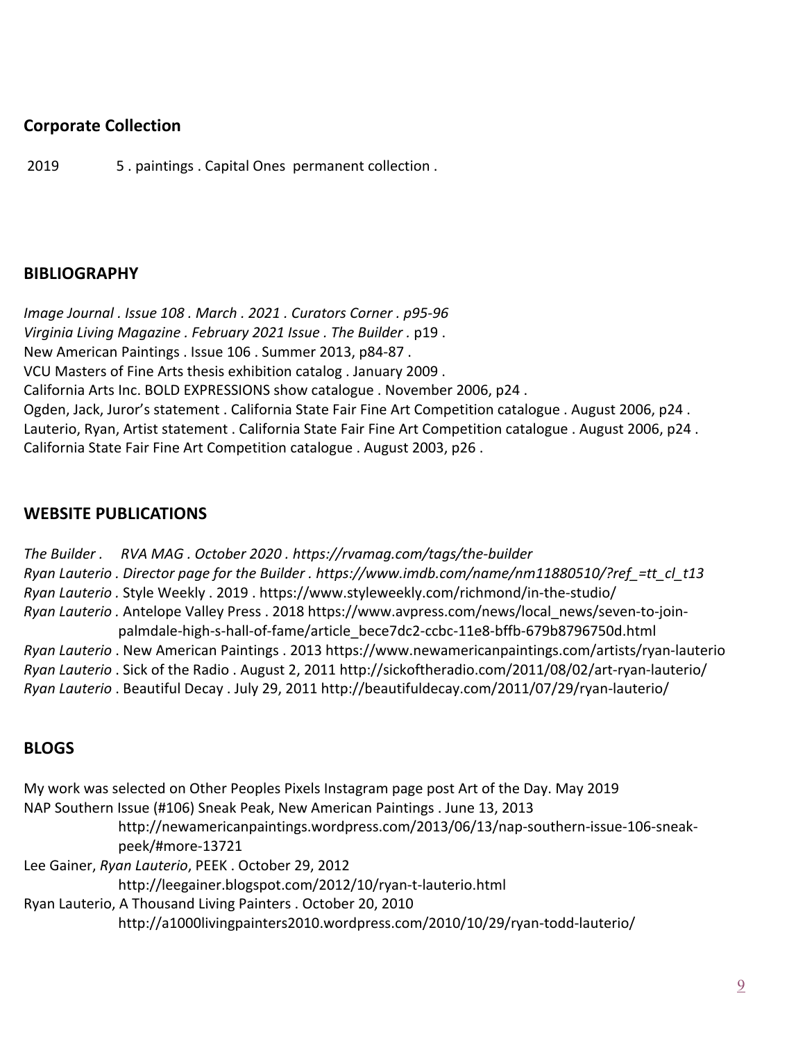## Corporate Collection

2019 5 . paintings . Capital Ones permanent collection .

## BIBLIOGRAPHY

*Image Journal . Issue 108 . March . 2021 . Curators Corner . p95-96*
*Virginia Living Magazine . February 2021 Issue . The Builder .* p19 .
New American Paintings . Issue 106 . Summer 2013, p84-87 .
VCU Masters of Fine Arts thesis exhibition catalog . January 2009 .
California Arts Inc. BOLD EXPRESSIONS show catalogue . November 2006, p24 .
Ogden, Jack, Juror's statement . California State Fair Fine Art Competition catalogue . August 2006, p24 .
Lauterio, Ryan, Artist statement . California State Fair Fine Art Competition catalogue . August 2006, p24 .
California State Fair Fine Art Competition catalogue . August 2003, p26 .

## WEBSITE PUBLICATIONS

*The Builder . RVA MAG . October 2020 . https://rvamag.com/tags/the-builder*
*Ryan Lauterio . Director page for the Builder . https://www.imdb.com/name/nm11880510/?ref_=tt_cl_t13*
*Ryan Lauterio* . Style Weekly . 2019 . https://www.styleweekly.com/richmond/in-the-studio/
*Ryan Lauterio* . Antelope Valley Press . 2018 https://www.avpress.com/news/local_news/seven-to-join-palmdale-high-s-hall-of-fame/article_bece7dc2-ccbc-11e8-bffb-679b8796750d.html
*Ryan Lauterio* . New American Paintings . 2013 https://www.newamericanpaintings.com/artists/ryan-lauterio
*Ryan Lauterio* . Sick of the Radio . August 2, 2011 http://sickoftheradio.com/2011/08/02/art-ryan-lauterio/
*Ryan Lauterio* . Beautiful Decay . July 29, 2011 http://beautifuldecay.com/2011/07/29/ryan-lauterio/

## BLOGS

My work was selected on Other Peoples Pixels Instagram page post Art of the Day. May 2019
NAP Southern Issue (#106) Sneak Peak, New American Paintings . June 13, 2013
http://newamericanpaintings.wordpress.com/2013/06/13/nap-southern-issue-106-sneak-peek/#more-13721
Lee Gainer, *Ryan Lauterio*, PEEK . October 29, 2012
http://leegainer.blogspot.com/2012/10/ryan-t-lauterio.html
Ryan Lauterio, A Thousand Living Painters . October 20, 2010
http://a1000livingpainters2010.wordpress.com/2010/10/29/ryan-todd-lauterio/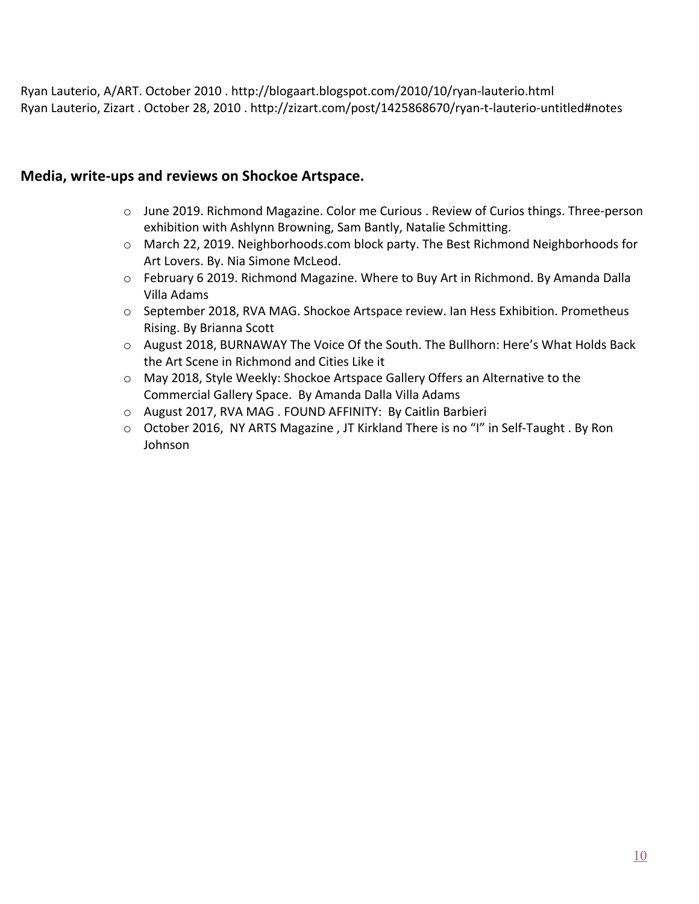Ryan Lauterio, A/ART. October 2010 . http://blogaart.blogspot.com/2010/10/ryan-lauterio.html
Ryan Lauterio, Zizart . October 28, 2010 . http://zizart.com/post/1425868670/ryan-t-lauterio-untitled#notes

**Media, write-ups and reviews on Shockoe Artspace.**

- June 2019. Richmond Magazine. Color me Curious . Review of Curios things. Three-person exhibition with Ashlynn Browning, Sam Bantly, Natalie Schmitting.
- March 22, 2019. Neighborhoods.com block party. The Best Richmond Neighborhoods for Art Lovers. By. Nia Simone McLeod.
- February 6 2019. Richmond Magazine. Where to Buy Art in Richmond. By Amanda Dalla Villa Adams
- September 2018, RVA MAG. Shockoe Artspace review. Ian Hess Exhibition. Prometheus Rising. By Brianna Scott
- August 2018, BURNAWAY The Voice Of the South. The Bullhorn: Here's What Holds Back the Art Scene in Richmond and Cities Like it
- May 2018, Style Weekly: Shockoe Artspace Gallery Offers an Alternative to the Commercial Gallery Space. By Amanda Dalla Villa Adams
- August 2017, RVA MAG . FOUND AFFINITY: By Caitlin Barbieri
- October 2016, NY ARTS Magazine , JT Kirkland There is no "I" in Self-Taught . By Ron Johnson